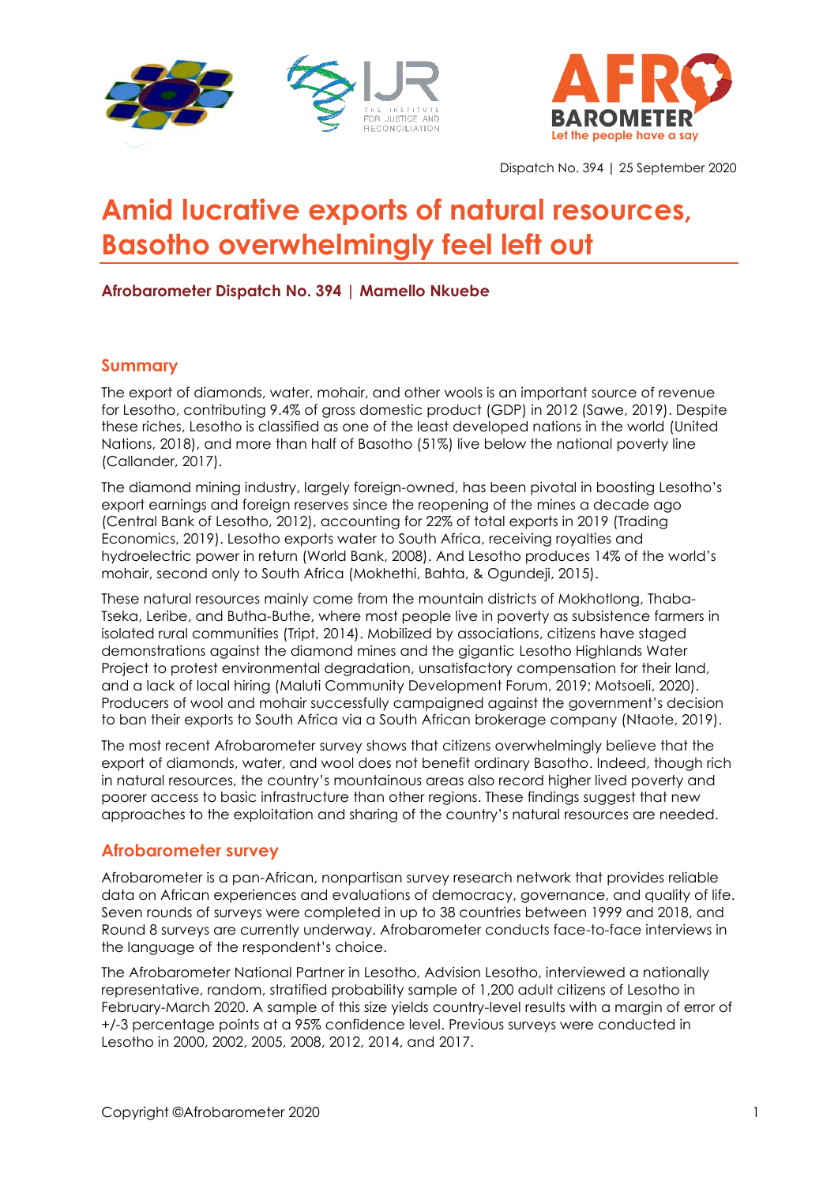Dispatch No. 394 | 25 September 2020

# Amid lucrative exports of natural resources, Basotho overwhelmingly feel left out

**Afrobarometer Dispatch No. 394 | Mamello Nkuebe**

## Summary

The export of diamonds, water, mohair, and other wools is an important source of revenue for Lesotho, contributing 9.4% of gross domestic product (GDP) in 2012 (Sawe, 2019). Despite these riches, Lesotho is classified as one of the least developed nations in the world (United Nations, 2018), and more than half of Basotho (51%) live below the national poverty line (Callander, 2017).

The diamond mining industry, largely foreign-owned, has been pivotal in boosting Lesotho's export earnings and foreign reserves since the reopening of the mines a decade ago (Central Bank of Lesotho, 2012), accounting for 22% of total exports in 2019 (Trading Economics, 2019). Lesotho exports water to South Africa, receiving royalties and hydroelectric power in return (World Bank, 2008). And Lesotho produces 14% of the world's mohair, second only to South Africa (Mokhethi, Bahta, & Ogundeji, 2015).

These natural resources mainly come from the mountain districts of Mokhotlong, Thaba-Tseka, Leribe, and Butha-Buthe, where most people live in poverty as subsistence farmers in isolated rural communities (Tript, 2014). Mobilized by associations, citizens have staged demonstrations against the diamond mines and the gigantic Lesotho Highlands Water Project to protest environmental degradation, unsatisfactory compensation for their land, and a lack of local hiring (Maluti Community Development Forum, 2019; Motsoeli, 2020). Producers of wool and mohair successfully campaigned against the government's decision to ban their exports to South Africa via a South African brokerage company (Ntaote, 2019).

The most recent Afrobarometer survey shows that citizens overwhelmingly believe that the export of diamonds, water, and wool does not benefit ordinary Basotho. Indeed, though rich in natural resources, the country's mountainous areas also record higher lived poverty and poorer access to basic infrastructure than other regions. These findings suggest that new approaches to the exploitation and sharing of the country's natural resources are needed.

## Afrobarometer survey

Afrobarometer is a pan-African, nonpartisan survey research network that provides reliable data on African experiences and evaluations of democracy, governance, and quality of life. Seven rounds of surveys were completed in up to 38 countries between 1999 and 2018, and Round 8 surveys are currently underway. Afrobarometer conducts face-to-face interviews in the language of the respondent's choice.

The Afrobarometer National Partner in Lesotho, Advision Lesotho, interviewed a nationally representative, random, stratified probability sample of 1,200 adult citizens of Lesotho in February-March 2020. A sample of this size yields country-level results with a margin of error of +/-3 percentage points at a 95% confidence level. Previous surveys were conducted in Lesotho in 2000, 2002, 2005, 2008, 2012, 2014, and 2017.

Copyright ©Afrobarometer 2020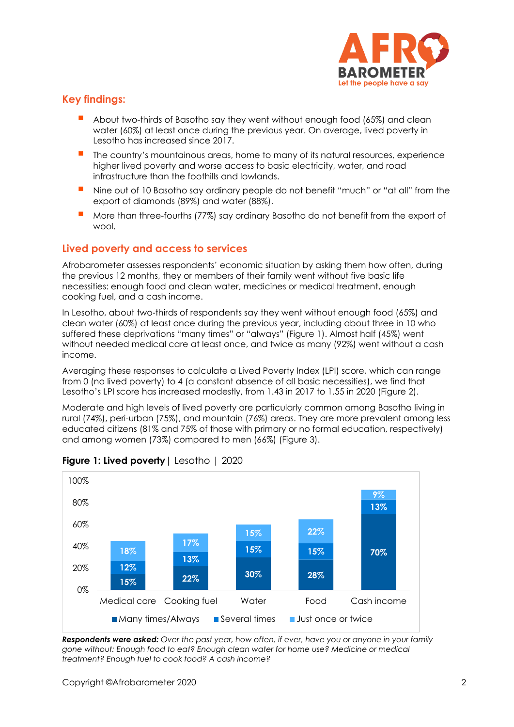## Key findings:

- About two-thirds of Basotho say they went without enough food (65%) and clean water (60%) at least once during the previous year. On average, lived poverty in Lesotho has increased since 2017.
- The country's mountainous areas, home to many of its natural resources, experience higher lived poverty and worse access to basic electricity, water, and road infrastructure than the foothills and lowlands.
- Nine out of 10 Basotho say ordinary people do not benefit "much" or "at all" from the export of diamonds (89%) and water (88%).
- More than three-fourths (77%) say ordinary Basotho do not benefit from the export of wool.

## Lived poverty and access to services

Afrobarometer assesses respondents' economic situation by asking them how often, during the previous 12 months, they or members of their family went without five basic life necessities: enough food and clean water, medicines or medical treatment, enough cooking fuel, and a cash income.

In Lesotho, about two-thirds of respondents say they went without enough food (65%) and clean water (60%) at least once during the previous year, including about three in 10 who suffered these deprivations "many times" or "always" (Figure 1). Almost half (45%) went without needed medical care at least once, and twice as many (92%) went without a cash income.

Averaging these responses to calculate a Lived Poverty Index (LPI) score, which can range from 0 (no lived poverty) to 4 (a constant absence of all basic necessities), we find that Lesotho's LPI score has increased modestly, from 1.43 in 2017 to 1.55 in 2020 (Figure 2).

Moderate and high levels of lived poverty are particularly common among Basotho living in rural (74%), peri-urban (75%), and mountain (76%) areas. They are more prevalent among less educated citizens (81% and 75% of those with primary or no formal education, respectively) and among women (73%) compared to men (66%) (Figure 3).

**Figure 1: Lived poverty** | Lesotho | 2020

| | Many times/Always | Several times | Just once or twice |
|---|---|---|---|
| Medical care | 15% | 12% | 18% |
| Cooking fuel | 22% | 13% | 17% |
| Water | 30% | 15% | 15% |
| Food | 28% | 15% | 22% |
| Cash income | 70% | 13% | 9% |

***Respondents were asked:*** *Over the past year, how often, if ever, have you or anyone in your family gone without: Enough food to eat? Enough clean water for home use? Medicine or medical treatment? Enough fuel to cook food? A cash income?*

Copyright ©Afrobarometer 2020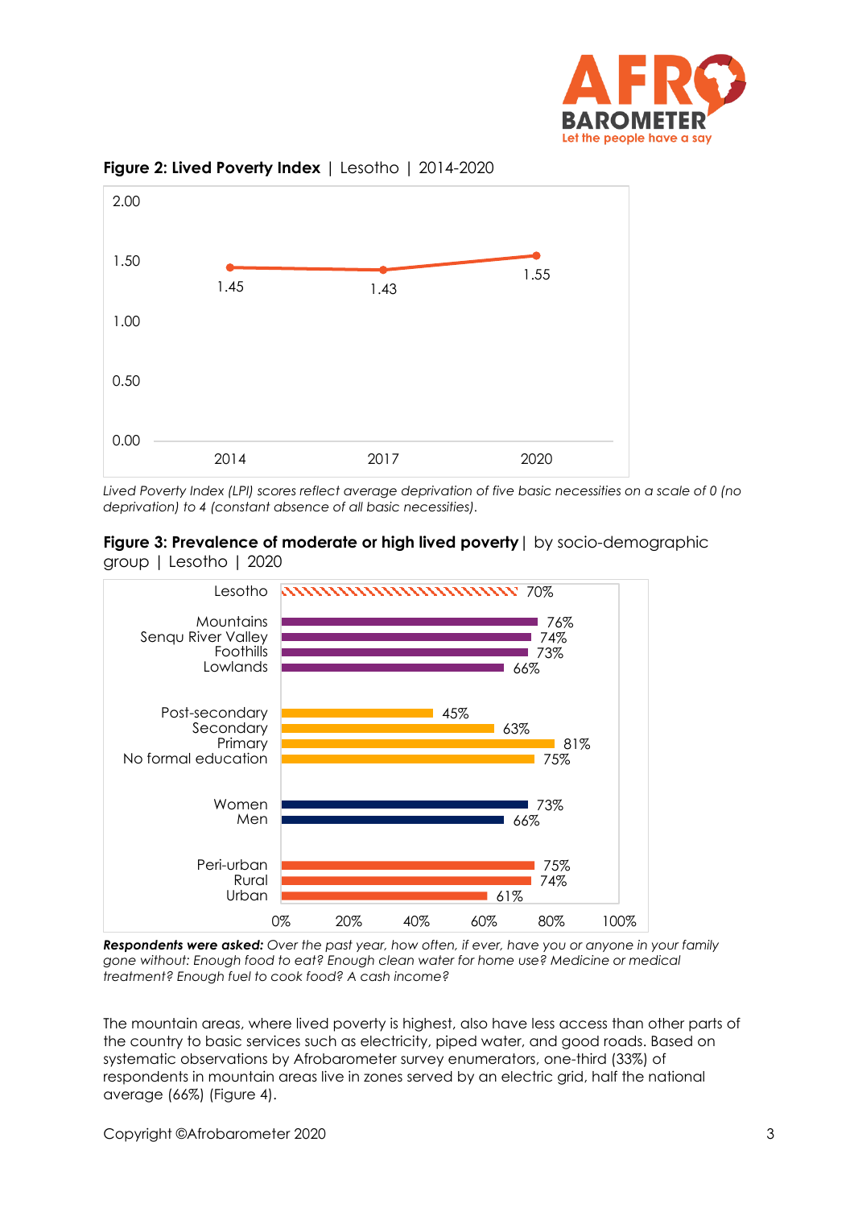**Figure 2: Lived Poverty Index** | Lesotho | 2014-2020

| Year | Lived Poverty Index |
|---|---|
| 2014 | 1.45 |
| 2017 | 1.43 |
| 2020 | 1.55 |

*Lived Poverty Index (LPI) scores reflect average deprivation of five basic necessities on a scale of 0 (no deprivation) to 4 (constant absence of all basic necessities).*

**Figure 3: Prevalence of moderate or high lived poverty** | by socio-demographic group | Lesotho | 2020

| Group | Moderate or high lived poverty |
|---|---|
| Lesotho | 70% |
| Mountains | 76% |
| Senqu River Valley | 74% |
| Foothills | 73% |
| Lowlands | 66% |
| Post-secondary | 45% |
| Secondary | 63% |
| Primary | 81% |
| No formal education | 75% |
| Women | 73% |
| Men | 66% |
| Peri-urban | 75% |
| Rural | 74% |
| Urban | 61% |

***Respondents were asked:*** *Over the past year, how often, if ever, have you or anyone in your family gone without: Enough food to eat? Enough clean water for home use? Medicine or medical treatment? Enough fuel to cook food? A cash income?*

The mountain areas, where lived poverty is highest, also have less access than other parts of the country to basic services such as electricity, piped water, and good roads. Based on systematic observations by Afrobarometer survey enumerators, one-third (33%) of respondents in mountain areas live in zones served by an electric grid, half the national average (66%) (Figure 4).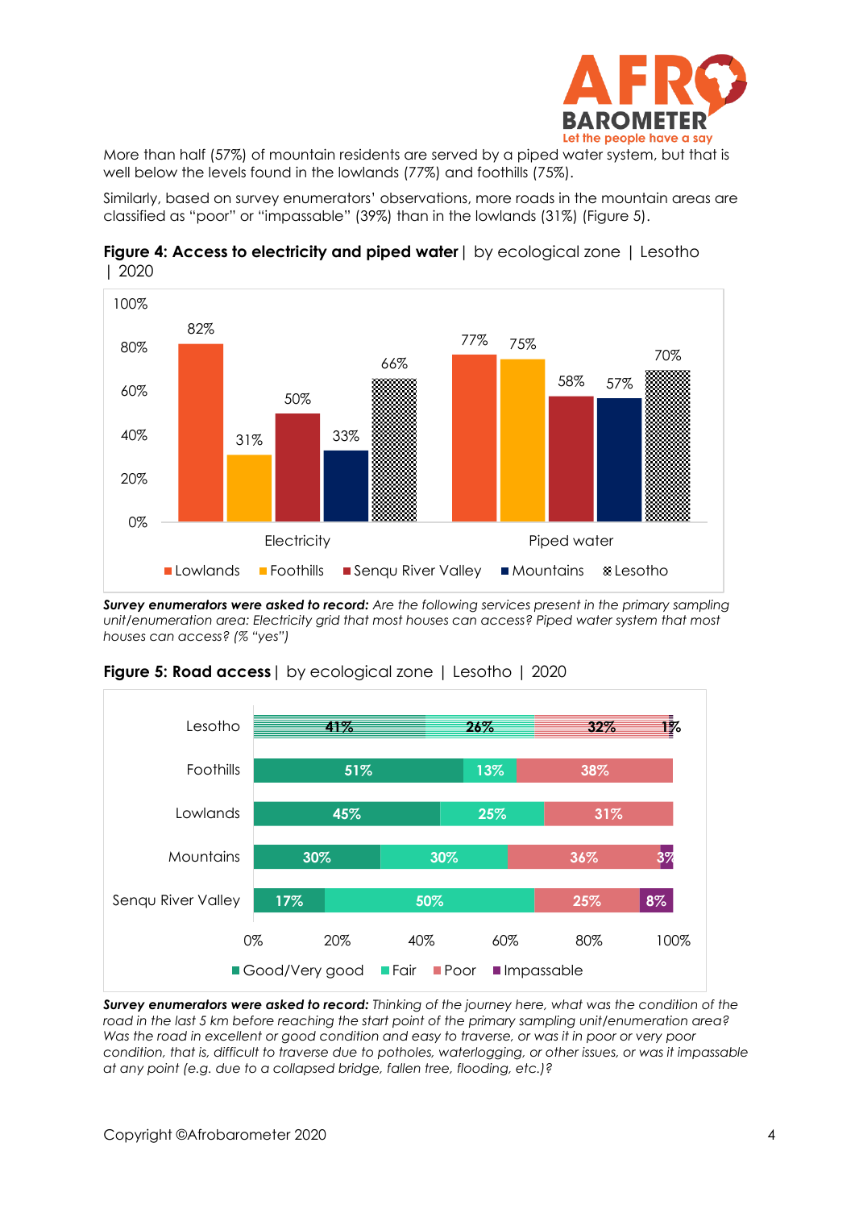More than half (57%) of mountain residents are served by a piped water system, but that is well below the levels found in the lowlands (77%) and foothills (75%).

Similarly, based on survey enumerators' observations, more roads in the mountain areas are classified as "poor" or "impassable" (39%) than in the lowlands (31%) (Figure 5).

**Figure 4: Access to electricity and piped water** | by ecological zone | Lesotho | 2020

| | Lowlands | Foothills | Senqu River Valley | Mountains | Lesotho |
|---|---|---|---|---|---|
| Electricity | 82% | 31% | 50% | 33% | 66% |
| Piped water | 77% | 75% | 58% | 57% | 70% |

***Survey enumerators were asked to record:*** *Are the following services present in the primary sampling unit/enumeration area: Electricity grid that most houses can access? Piped water system that most houses can access? (% "yes")*

**Figure 5: Road access** | by ecological zone | Lesotho | 2020

| | Good/Very good | Fair | Poor | Impassable |
|---|---|---|---|---|
| Lesotho | 41% | 26% | 32% | 1% |
| Foothills | 51% | 13% | 38% | |
| Lowlands | 45% | 25% | 31% | |
| Mountains | 30% | 30% | 36% | 3% |
| Senqu River Valley | 17% | 50% | 25% | 8% |

***Survey enumerators were asked to record:*** *Thinking of the journey here, what was the condition of the road in the last 5 km before reaching the start point of the primary sampling unit/enumeration area? Was the road in excellent or good condition and easy to traverse, or was it in poor or very poor condition, that is, difficult to traverse due to potholes, waterlogging, or other issues, or was it impassable at any point (e.g. due to a collapsed bridge, fallen tree, flooding, etc.)?*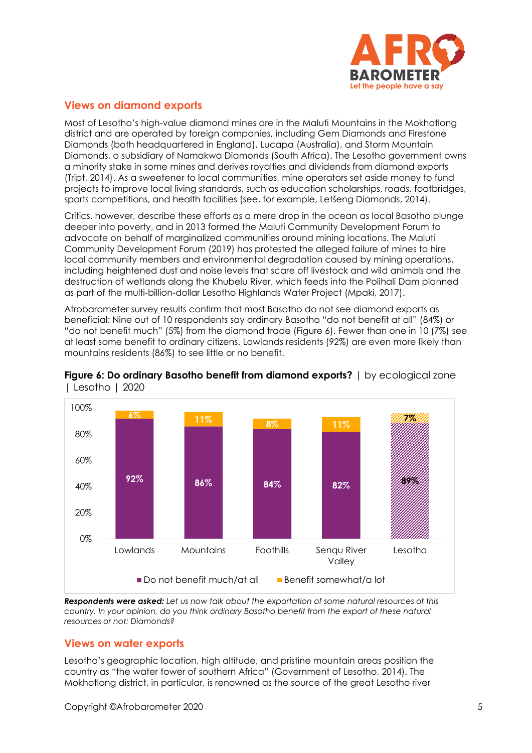## Views on diamond exports

Most of Lesotho's high-value diamond mines are in the Maluti Mountains in the Mokhotlong district and are operated by foreign companies, including Gem Diamonds and Firestone Diamonds (both headquartered in England), Lucapa (Australia), and Storm Mountain Diamonds, a subsidiary of Namakwa Diamonds (South Africa). The Lesotho government owns a minority stake in some mines and derives royalties and dividends from diamond exports (Tript, 2014). As a sweetener to local communities, mine operators set aside money to fund projects to improve local living standards, such as education scholarships, roads, footbridges, sports competitions, and health facilities (see, for example, Letšeng Diamonds, 2014).

Critics, however, describe these efforts as a mere drop in the ocean as local Basotho plunge deeper into poverty, and in 2013 formed the Maluti Community Development Forum to advocate on behalf of marginalized communities around mining locations. The Maluti Community Development Forum (2019) has protested the alleged failure of mines to hire local community members and environmental degradation caused by mining operations, including heightened dust and noise levels that scare off livestock and wild animals and the destruction of wetlands along the Khubelu River, which feeds into the Polihali Dam planned as part of the multi-billion-dollar Lesotho Highlands Water Project (Mpaki, 2017).

Afrobarometer survey results confirm that most Basotho do not see diamond exports as beneficial: Nine out of 10 respondents say ordinary Basotho "do not benefit at all" (84%) or "do not benefit much" (5%) from the diamond trade (Figure 6). Fewer than one in 10 (7%) see at least some benefit to ordinary citizens. Lowlands residents (92%) are even more likely than mountains residents (86%) to see little or no benefit.

**Figure 6: Do ordinary Basotho benefit from diamond exports?** | by ecological zone | Lesotho | 2020

| | Do not benefit much/at all | Benefit somewhat/a lot |
|---|---|---|
| Lowlands | 92% | 6% |
| Mountains | 86% | 11% |
| Foothills | 84% | 8% |
| Senqu River Valley | 82% | 11% |
| Lesotho | 89% | 7% |

***Respondents were asked:*** *Let us now talk about the exportation of some natural resources of this country. In your opinion, do you think ordinary Basotho benefit from the export of these natural resources or not: Diamonds?*

## Views on water exports

Lesotho's geographic location, high altitude, and pristine mountain areas position the country as "the water tower of southern Africa" (Government of Lesotho, 2014). The Mokhotlong district, in particular, is renowned as the source of the great Lesotho river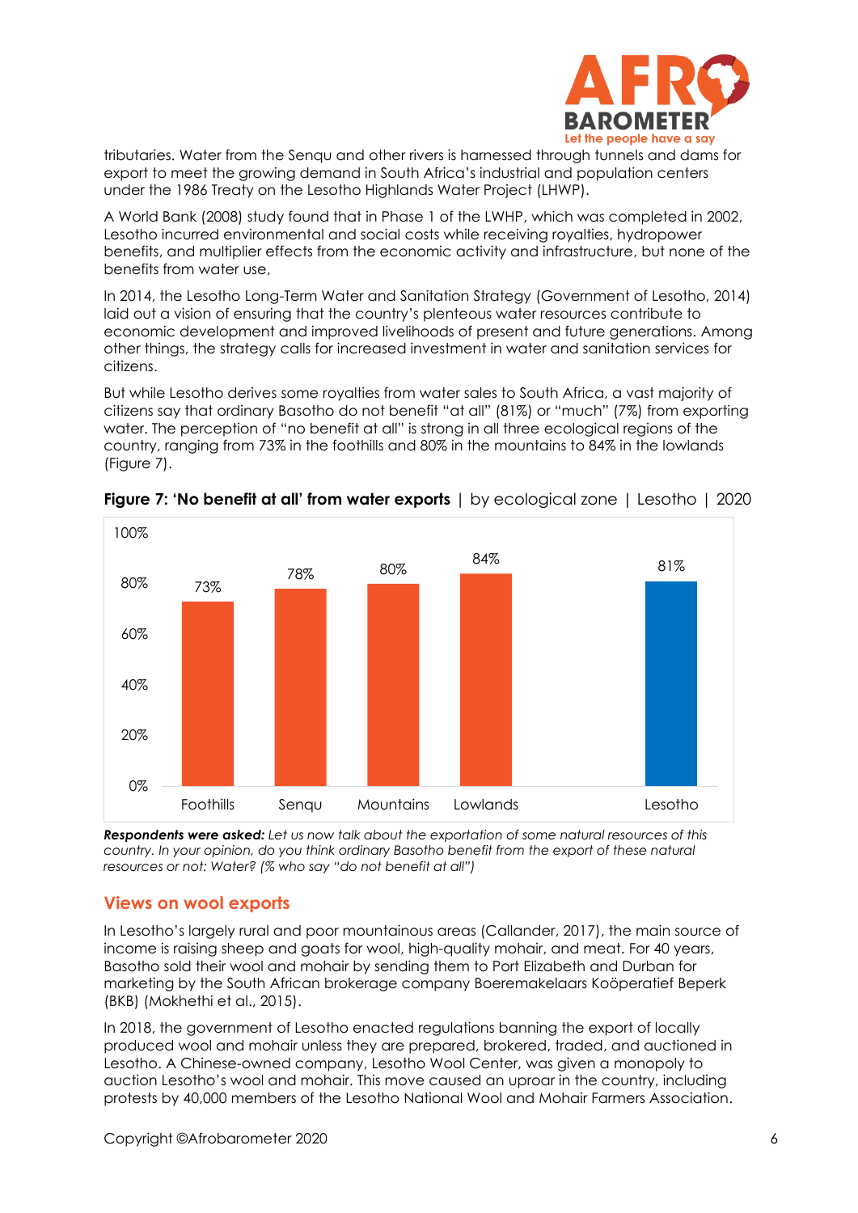tributaries. Water from the Senqu and other rivers is harnessed through tunnels and dams for export to meet the growing demand in South Africa's industrial and population centers under the 1986 Treaty on the Lesotho Highlands Water Project (LHWP).

A World Bank (2008) study found that in Phase 1 of the LWHP, which was completed in 2002, Lesotho incurred environmental and social costs while receiving royalties, hydropower benefits, and multiplier effects from the economic activity and infrastructure, but none of the benefits from water use,

In 2014, the Lesotho Long-Term Water and Sanitation Strategy (Government of Lesotho, 2014) laid out a vision of ensuring that the country's plenteous water resources contribute to economic development and improved livelihoods of present and future generations. Among other things, the strategy calls for increased investment in water and sanitation services for citizens.

But while Lesotho derives some royalties from water sales to South Africa, a vast majority of citizens say that ordinary Basotho do not benefit "at all" (81%) or "much" (7%) from exporting water. The perception of "no benefit at all" is strong in all three ecological regions of the country, ranging from 73% in the foothills and 80% in the mountains to 84% in the lowlands (Figure 7).

**Figure 7: 'No benefit at all' from water exports** | by ecological zone | Lesotho | 2020

| Zone | No benefit at all |
|---|---|
| Foothills | 73% |
| Senqu | 78% |
| Mountains | 80% |
| Lowlands | 84% |
| Lesotho | 81% |

***Respondents were asked:*** *Let us now talk about the exportation of some natural resources of this country. In your opinion, do you think ordinary Basotho benefit from the export of these natural resources or not: Water? (% who say "do not benefit at all")*

## Views on wool exports

In Lesotho's largely rural and poor mountainous areas (Callander, 2017), the main source of income is raising sheep and goats for wool, high-quality mohair, and meat. For 40 years, Basotho sold their wool and mohair by sending them to Port Elizabeth and Durban for marketing by the South African brokerage company Boeremakelaars Koöperatief Beperk (BKB) (Mokhethi et al., 2015).

In 2018, the government of Lesotho enacted regulations banning the export of locally produced wool and mohair unless they are prepared, brokered, traded, and auctioned in Lesotho. A Chinese-owned company, Lesotho Wool Center, was given a monopoly to auction Lesotho's wool and mohair. This move caused an uproar in the country, including protests by 40,000 members of the Lesotho National Wool and Mohair Farmers Association.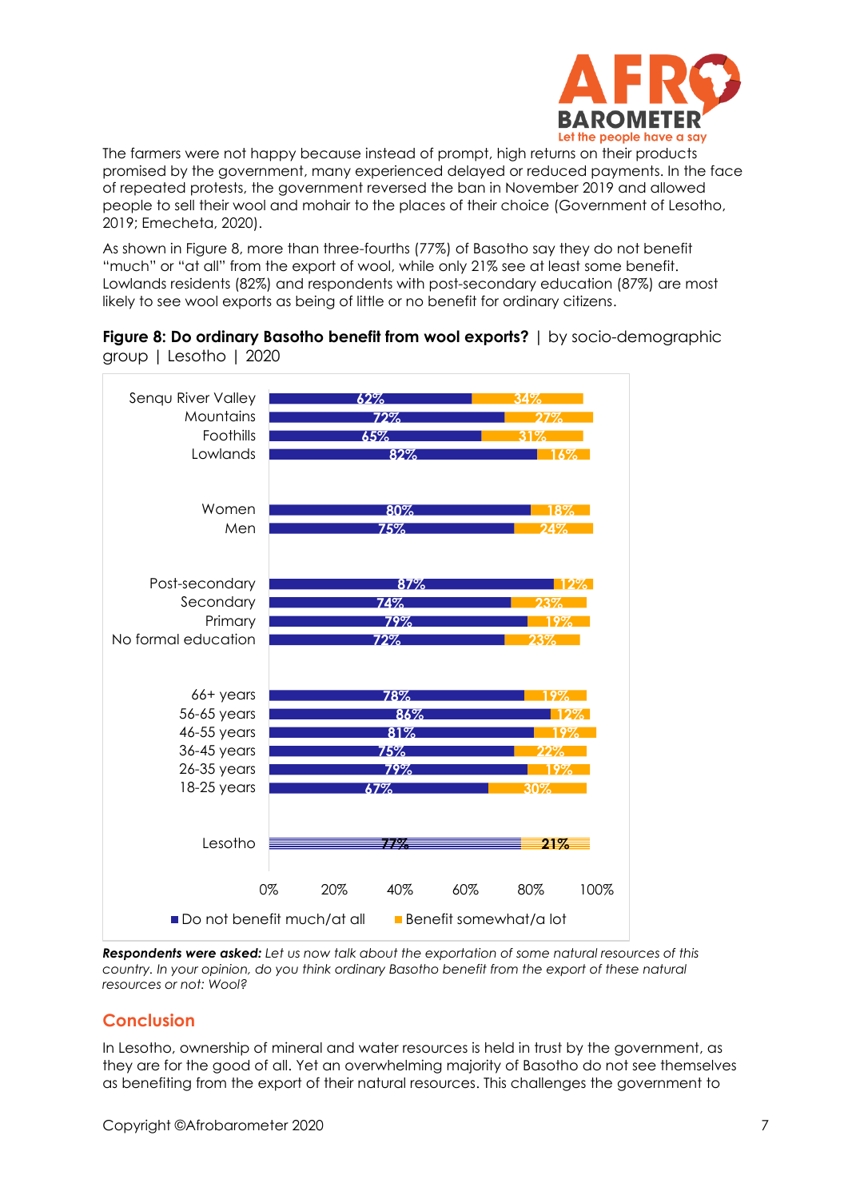The farmers were not happy because instead of prompt, high returns on their products promised by the government, many experienced delayed or reduced payments. In the face of repeated protests, the government reversed the ban in November 2019 and allowed people to sell their wool and mohair to the places of their choice (Government of Lesotho, 2019; Emecheta, 2020).

As shown in Figure 8, more than three-fourths (77%) of Basotho say they do not benefit "much" or "at all" from the export of wool, while only 21% see at least some benefit. Lowlands residents (82%) and respondents with post-secondary education (87%) are most likely to see wool exports as being of little or no benefit for ordinary citizens.

**Figure 8: Do ordinary Basotho benefit from wool exports?** | by socio-demographic group | Lesotho | 2020

| | Do not benefit much/at all | Benefit somewhat/a lot |
|---|---|---|
| Senqu River Valley | 62% | 34% |
| Mountains | 72% | 27% |
| Foothills | 65% | 31% |
| Lowlands | 82% | 16% |
| Women | 80% | 18% |
| Men | 75% | 24% |
| Post-secondary | 87% | 12% |
| Secondary | 74% | 23% |
| Primary | 79% | 19% |
| No formal education | 72% | 23% |
| 66+ years | 78% | 19% |
| 56-65 years | 86% | 12% |
| 46-55 years | 81% | 19% |
| 36-45 years | 75% | 22% |
| 26-35 years | 79% | 19% |
| 18-25 years | 67% | 30% |
| Lesotho | 77% | 21% |

***Respondents were asked:*** *Let us now talk about the exportation of some natural resources of this country. In your opinion, do you think ordinary Basotho benefit from the export of these natural resources or not: Wool?*

## Conclusion

In Lesotho, ownership of mineral and water resources is held in trust by the government, as they are for the good of all. Yet an overwhelming majority of Basotho do not see themselves as benefiting from the export of their natural resources. This challenges the government to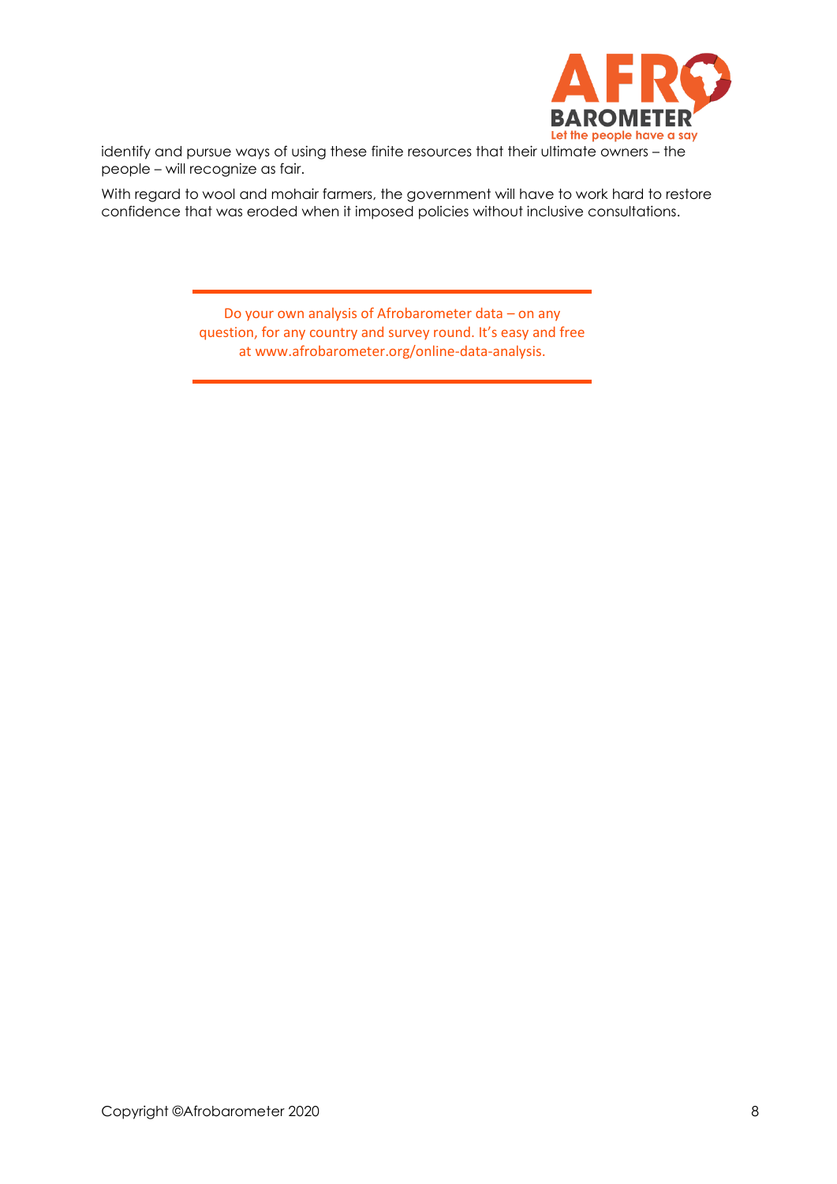identify and pursue ways of using these finite resources that their ultimate owners – the people – will recognize as fair.

With regard to wool and mohair farmers, the government will have to work hard to restore confidence that was eroded when it imposed policies without inclusive consultations.

---

Do your own analysis of Afrobarometer data – on any question, for any country and survey round. It's easy and free at www.afrobarometer.org/online-data-analysis.

---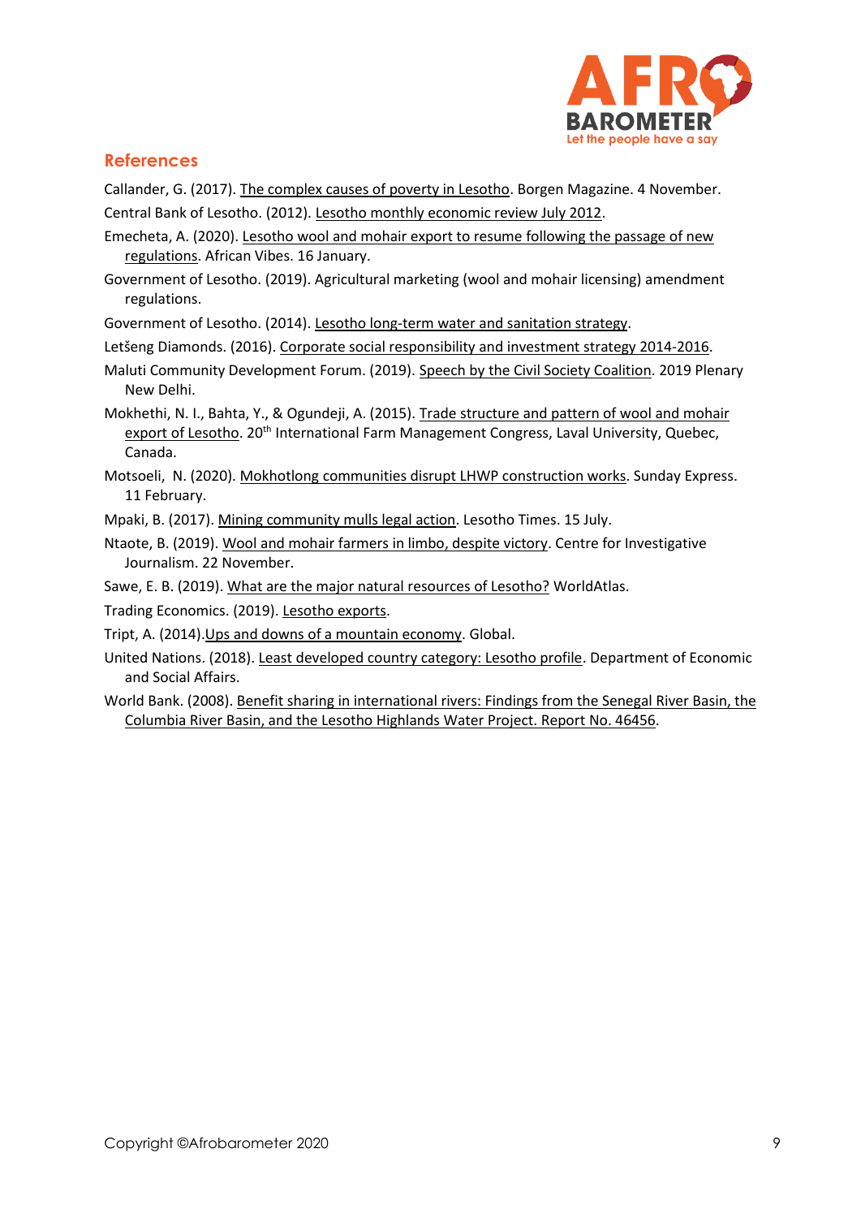## References

Callander, G. (2017). The complex causes of poverty in Lesotho. Borgen Magazine. 4 November.

Central Bank of Lesotho. (2012). Lesotho monthly economic review July 2012.

Emecheta, A. (2020). Lesotho wool and mohair export to resume following the passage of new regulations. African Vibes. 16 January.

Government of Lesotho. (2019). Agricultural marketing (wool and mohair licensing) amendment regulations.

Government of Lesotho. (2014). Lesotho long-term water and sanitation strategy.

Letšeng Diamonds. (2016). Corporate social responsibility and investment strategy 2014-2016.

Maluti Community Development Forum. (2019). Speech by the Civil Society Coalition. 2019 Plenary New Delhi.

Mokhethi, N. I., Bahta, Y., & Ogundeji, A. (2015). Trade structure and pattern of wool and mohair export of Lesotho. 20th International Farm Management Congress, Laval University, Quebec, Canada.

Motsoeli, N. (2020). Mokhotlong communities disrupt LHWP construction works. Sunday Express. 11 February.

Mpaki, B. (2017). Mining community mulls legal action. Lesotho Times. 15 July.

Ntaote, B. (2019). Wool and mohair farmers in limbo, despite victory. Centre for Investigative Journalism. 22 November.

Sawe, E. B. (2019). What are the major natural resources of Lesotho? WorldAtlas.

Trading Economics. (2019). Lesotho exports.

Tript, A. (2014).Ups and downs of a mountain economy. Global.

United Nations. (2018). Least developed country category: Lesotho profile. Department of Economic and Social Affairs.

World Bank. (2008). Benefit sharing in international rivers: Findings from the Senegal River Basin, the Columbia River Basin, and the Lesotho Highlands Water Project. Report No. 46456.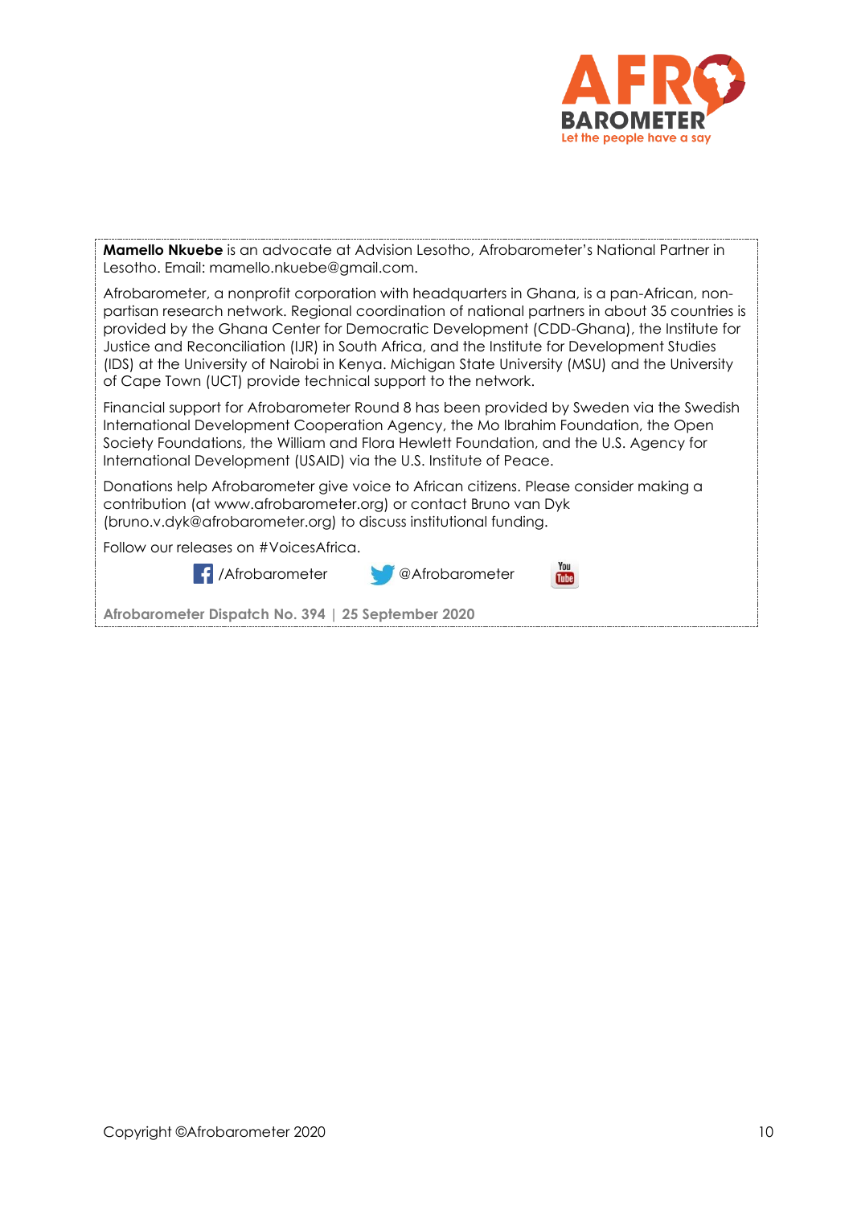**Mamello Nkuebe** is an advocate at Advision Lesotho, Afrobarometer's National Partner in Lesotho. Email: mamello.nkuebe@gmail.com.

Afrobarometer, a nonprofit corporation with headquarters in Ghana, is a pan-African, non-partisan research network. Regional coordination of national partners in about 35 countries is provided by the Ghana Center for Democratic Development (CDD-Ghana), the Institute for Justice and Reconciliation (IJR) in South Africa, and the Institute for Development Studies (IDS) at the University of Nairobi in Kenya. Michigan State University (MSU) and the University of Cape Town (UCT) provide technical support to the network.

Financial support for Afrobarometer Round 8 has been provided by Sweden via the Swedish International Development Cooperation Agency, the Mo Ibrahim Foundation, the Open Society Foundations, the William and Flora Hewlett Foundation, and the U.S. Agency for International Development (USAID) via the U.S. Institute of Peace.

Donations help Afrobarometer give voice to African citizens. Please consider making a contribution (at www.afrobarometer.org) or contact Bruno van Dyk (bruno.v.dyk@afrobarometer.org) to discuss institutional funding.

Follow our releases on #VoicesAfrica.

/Afrobarometer @Afrobarometer

**Afrobarometer Dispatch No. 394 | 25 September 2020**

Copyright ©Afrobarometer 2020